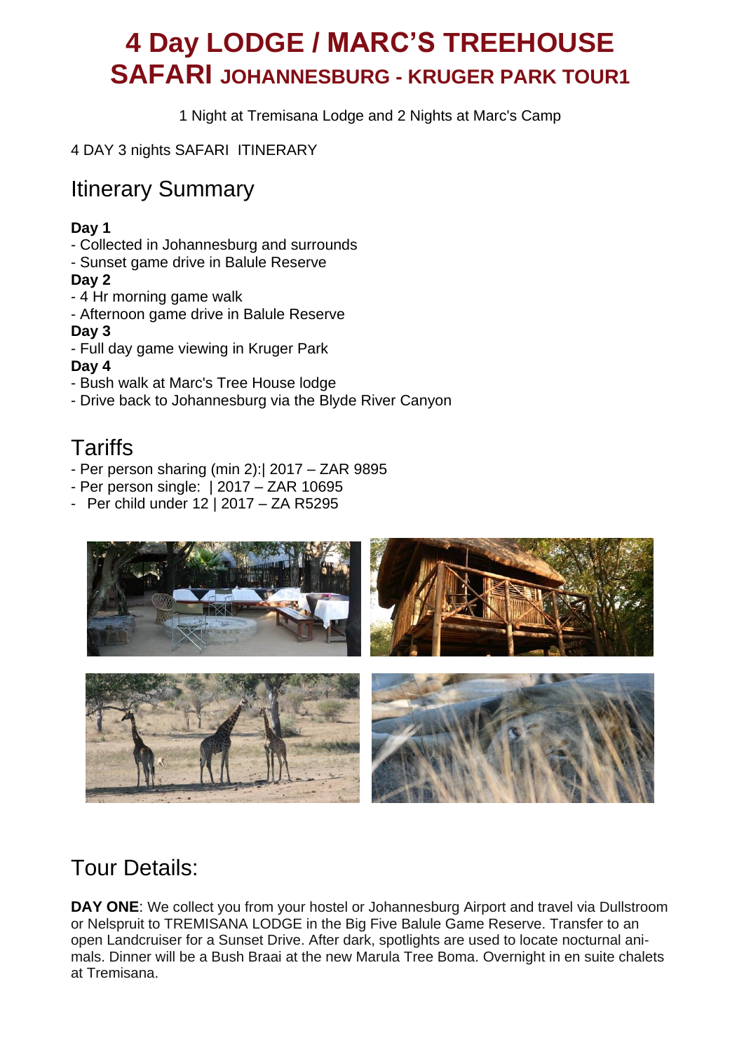# 4 Day LODGE / MARC'S TREEHOUSE SAFARI JOHANNESBURG - KRUGER PARK TOUR1

1 Night at Tremisana Lodge and 2 Nights at Marc's Camp

4 DAY 3 nights SAFARI ITINERARY

## Itinerary Summary

**Day 1**
- Collected in Johannesburg and surrounds
- Sunset game drive in Balule Reserve

**Day 2**
- 4 Hr morning game walk
- Afternoon game drive in Balule Reserve

**Day 3**
- Full day game viewing in Kruger Park

**Day 4**
- Bush walk at Marc's Tree House lodge
- Drive back to Johannesburg via the Blyde River Canyon

## Tariffs

- Per person sharing (min 2):| 2017 – ZAR 9895
- Per person single: | 2017 – ZAR 10695
- Per child under 12 | 2017 – ZA R5295

## Tour Details:

**DAY ONE**: We collect you from your hostel or Johannesburg Airport and travel via Dullstroom or Nelspruit to TREMISANA LODGE in the Big Five Balule Game Reserve. Transfer to an open Landcruiser for a Sunset Drive. After dark, spotlights are used to locate nocturnal animals. Dinner will be a Bush Braai at the new Marula Tree Boma. Overnight in en suite chalets at Tremisana.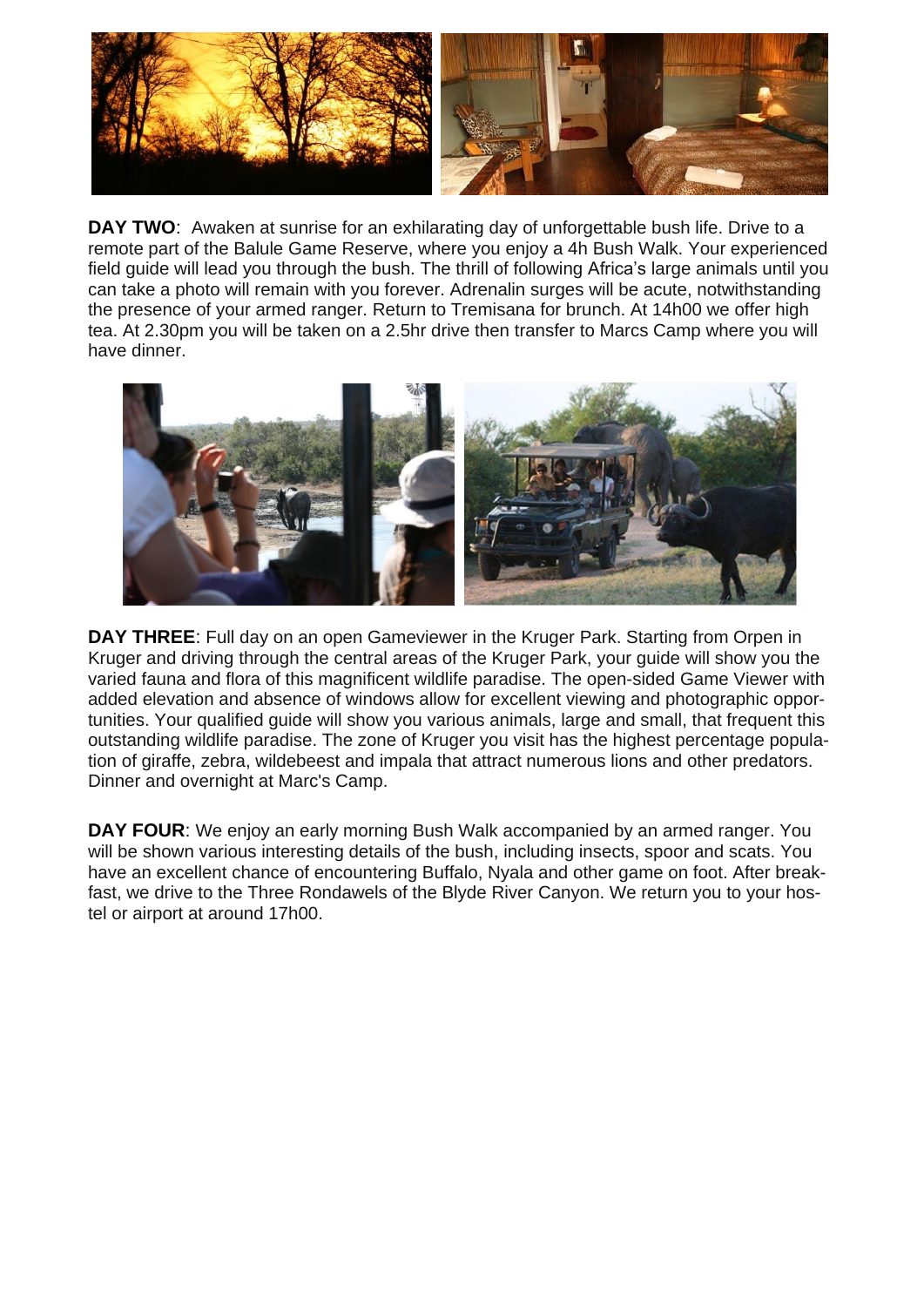**DAY TWO**: Awaken at sunrise for an exhilarating day of unforgettable bush life. Drive to a remote part of the Balule Game Reserve, where you enjoy a 4h Bush Walk. Your experienced field guide will lead you through the bush. The thrill of following Africa's large animals until you can take a photo will remain with you forever. Adrenalin surges will be acute, notwithstanding the presence of your armed ranger. Return to Tremisana for brunch. At 14h00 we offer high tea. At 2.30pm you will be taken on a 2.5hr drive then transfer to Marcs Camp where you will have dinner.

**DAY THREE**: Full day on an open Gameviewer in the Kruger Park. Starting from Orpen in Kruger and driving through the central areas of the Kruger Park, your guide will show you the varied fauna and flora of this magnificent wildlife paradise. The open-sided Game Viewer with added elevation and absence of windows allow for excellent viewing and photographic opportunities. Your qualified guide will show you various animals, large and small, that frequent this outstanding wildlife paradise. The zone of Kruger you visit has the highest percentage population of giraffe, zebra, wildebeest and impala that attract numerous lions and other predators. Dinner and overnight at Marc's Camp.

**DAY FOUR**: We enjoy an early morning Bush Walk accompanied by an armed ranger. You will be shown various interesting details of the bush, including insects, spoor and scats. You have an excellent chance of encountering Buffalo, Nyala and other game on foot. After breakfast, we drive to the Three Rondawels of the Blyde River Canyon. We return you to your hostel or airport at around 17h00.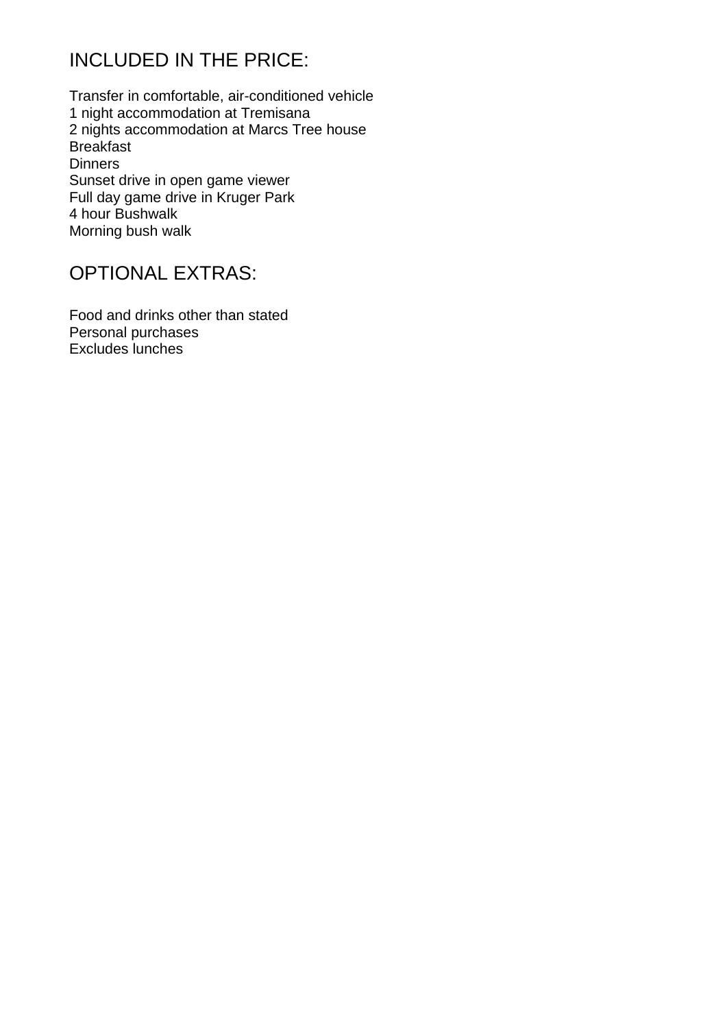## INCLUDED IN THE PRICE:

Transfer in comfortable, air-conditioned vehicle
1 night accommodation at Tremisana
2 nights accommodation at Marcs Tree house
Breakfast
Dinners
Sunset drive in open game viewer
Full day game drive in Kruger Park
4 hour Bushwalk
Morning bush walk

## OPTIONAL EXTRAS:

Food and drinks other than stated
Personal purchases
Excludes lunches